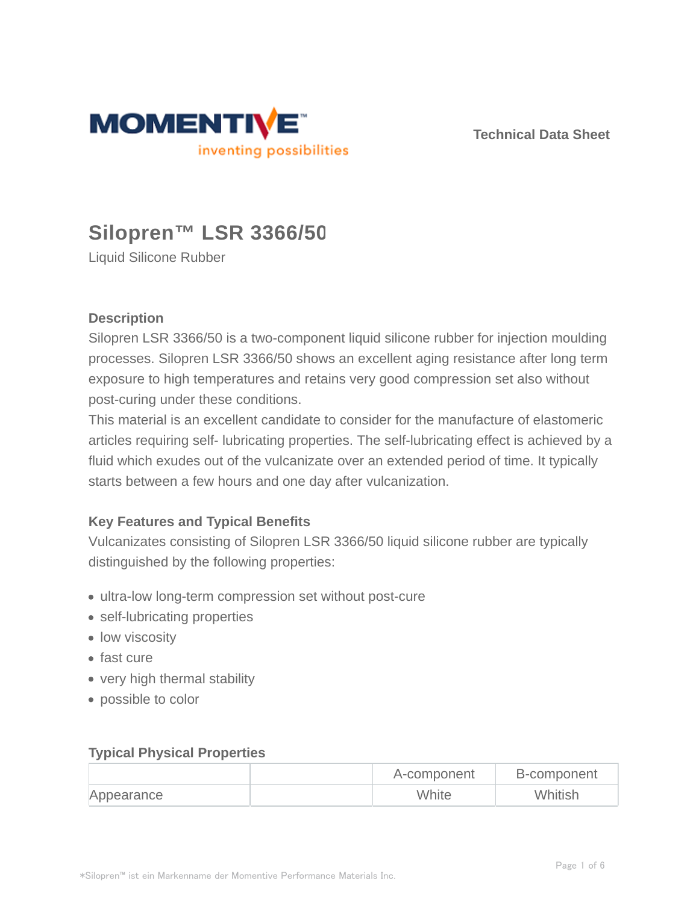MOMENTIVE™
inventing possibilities

Technical Data Sheet

# Silopren™ LSR 3366/50

Liquid Silicone Rubber

## Description

Silopren LSR 3366/50 is a two-component liquid silicone rubber for injection moulding processes. Silopren LSR 3366/50 shows an excellent aging resistance after long term exposure to high temperatures and retains very good compression set also without post-curing under these conditions.
This material is an excellent candidate to consider for the manufacture of elastomeric articles requiring self- lubricating properties. The self-lubricating effect is achieved by a fluid which exudes out of the vulcanizate over an extended period of time. It typically starts between a few hours and one day after vulcanization.

## Key Features and Typical Benefits

Vulcanizates consisting of Silopren LSR 3366/50 liquid silicone rubber are typically distinguished by the following properties:

- ultra-low long-term compression set without post-cure
- self-lubricating properties
- low viscosity
- fast cure
- very high thermal stability
- possible to color

## Typical Physical Properties

| | | A-component | B-component |
|---|---|---|---|
| Appearance | | White | Whitish |

*Silopren™ ist ein Markenname der Momentive Performance Materials Inc.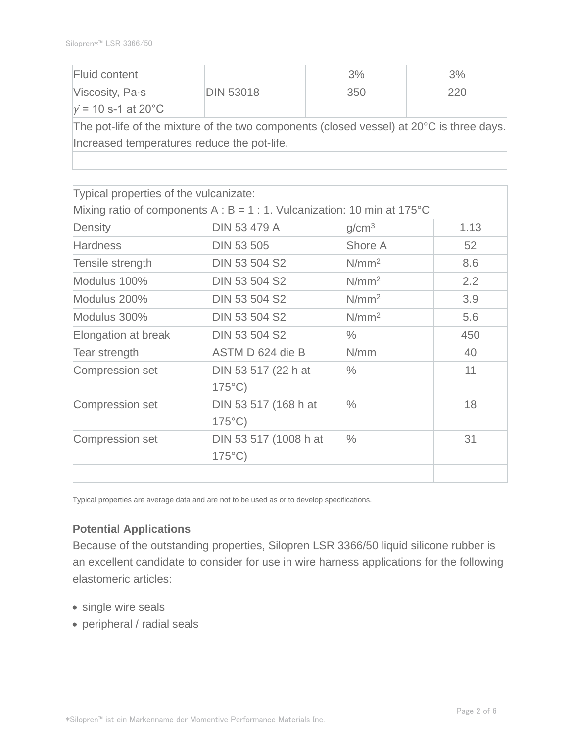| Fluid content | | 3% | 3% |
| --- | --- | --- | --- |
| Viscosity, Pa·s<br>$\dot{\gamma}$ = 10 s-1 at 20°C | DIN 53018 | 350 | 220 |
| The pot-life of the mixture of the two components (closed vessel) at 20°C is three days. Increased temperatures reduce the pot-life. | | | |
| | | | |

| Typical properties of the vulcanizate:<br>Mixing ratio of components A : B = 1 : 1. Vulcanization: 10 min at 175°C | | | |
| --- | --- | --- | --- |
| Density | DIN 53 479 A | $g/cm^3$ | 1.13 |
| Hardness | DIN 53 505 | Shore A | 52 |
| Tensile strength | DIN 53 504 S2 | $N/mm^2$ | 8.6 |
| Modulus 100% | DIN 53 504 S2 | $N/mm^2$ | 2.2 |
| Modulus 200% | DIN 53 504 S2 | $N/mm^2$ | 3.9 |
| Modulus 300% | DIN 53 504 S2 | $N/mm^2$ | 5.6 |
| Elongation at break | DIN 53 504 S2 | % | 450 |
| Tear strength | ASTM D 624 die B | N/mm | 40 |
| Compression set | DIN 53 517 (22 h at 175°C) | % | 11 |
| Compression set | DIN 53 517 (168 h at 175°C) | % | 18 |
| Compression set | DIN 53 517 (1008 h at 175°C) | % | 31 |
| | | | |

Typical properties are average data and are not to be used as or to develop specifications.

**Potential Applications**

Because of the outstanding properties, Silopren LSR 3366/50 liquid silicone rubber is an excellent candidate to consider for use in wire harness applications for the following elastomeric articles:

- single wire seals
- peripheral / radial seals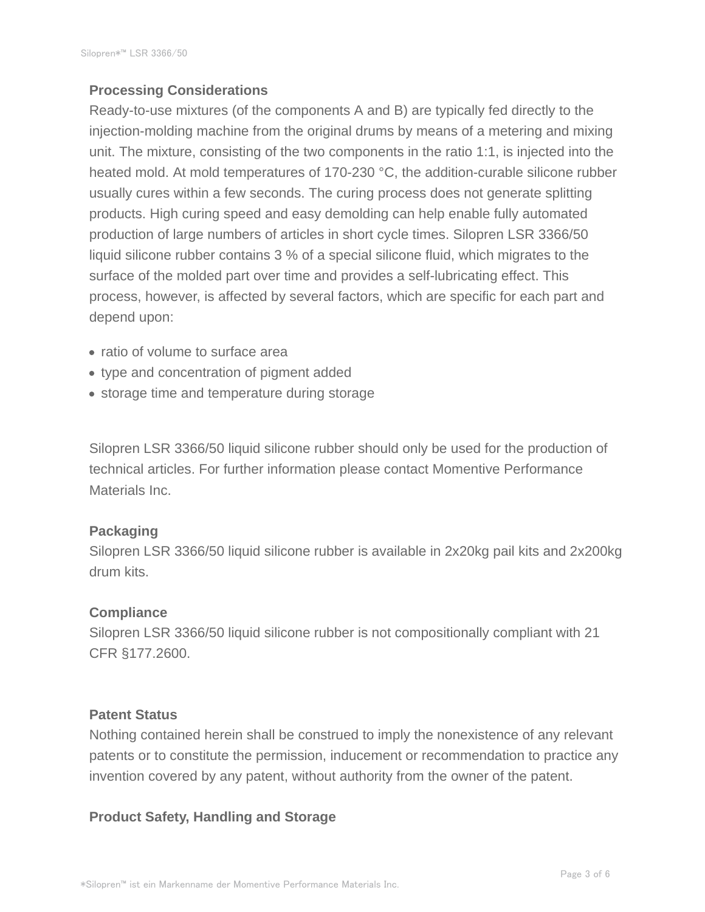**Processing Considerations**

Ready-to-use mixtures (of the components A and B) are typically fed directly to the injection-molding machine from the original drums by means of a metering and mixing unit. The mixture, consisting of the two components in the ratio 1:1, is injected into the heated mold. At mold temperatures of 170-230 °C, the addition-curable silicone rubber usually cures within a few seconds. The curing process does not generate splitting products. High curing speed and easy demolding can help enable fully automated production of large numbers of articles in short cycle times. Silopren LSR 3366/50 liquid silicone rubber contains 3 % of a special silicone fluid, which migrates to the surface of the molded part over time and provides a self-lubricating effect. This process, however, is affected by several factors, which are specific for each part and depend upon:

- ratio of volume to surface area
- type and concentration of pigment added
- storage time and temperature during storage

Silopren LSR 3366/50 liquid silicone rubber should only be used for the production of technical articles. For further information please contact Momentive Performance Materials Inc.

**Packaging**

Silopren LSR 3366/50 liquid silicone rubber is available in 2x20kg pail kits and 2x200kg drum kits.

**Compliance**

Silopren LSR 3366/50 liquid silicone rubber is not compositionally compliant with 21 CFR §177.2600.

**Patent Status**

Nothing contained herein shall be construed to imply the nonexistence of any relevant patents or to constitute the permission, inducement or recommendation to practice any invention covered by any patent, without authority from the owner of the patent.

**Product Safety, Handling and Storage**

*Silopren™ ist ein Markenname der Momentive Performance Materials Inc.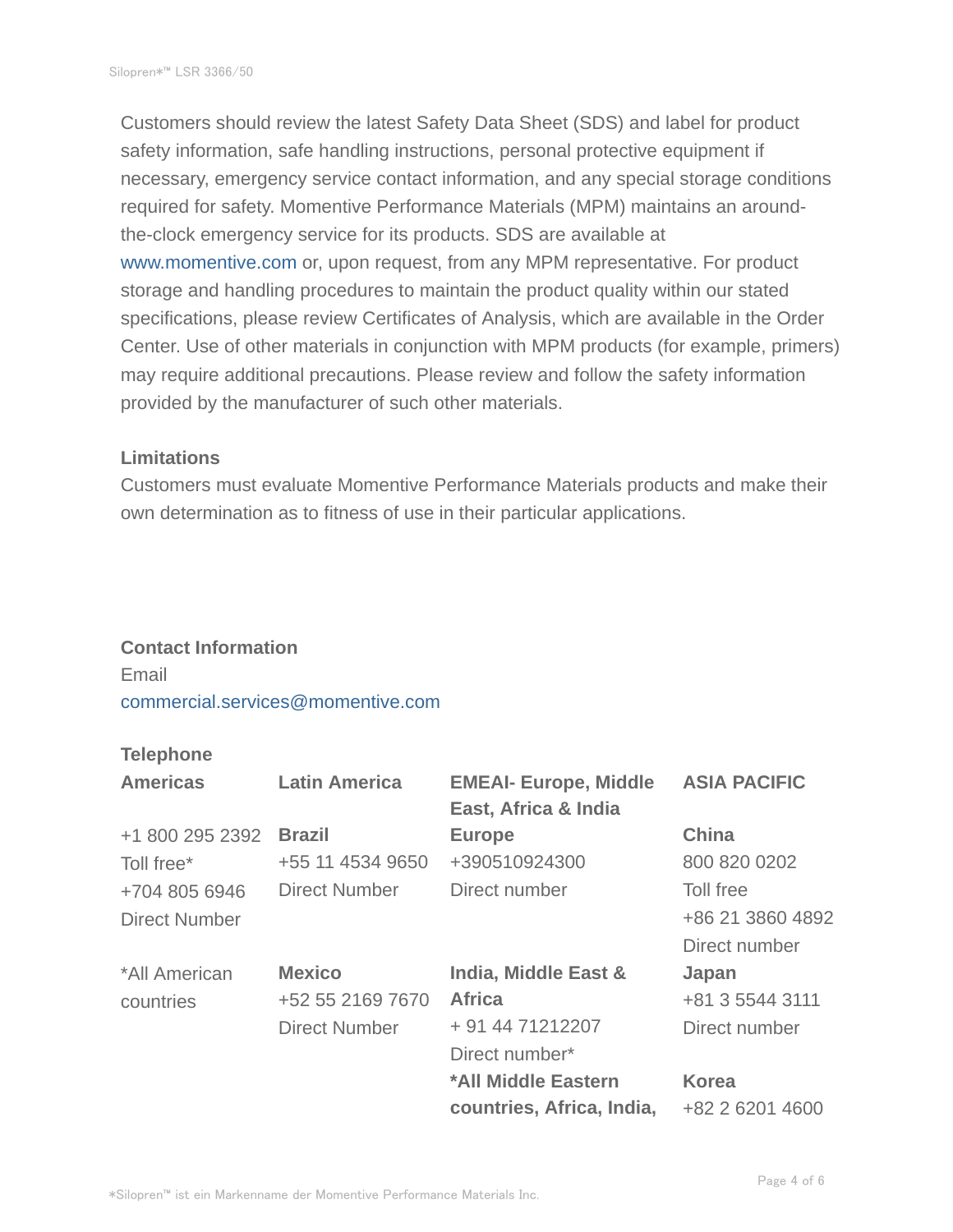Customers should review the latest Safety Data Sheet (SDS) and label for product safety information, safe handling instructions, personal protective equipment if necessary, emergency service contact information, and any special storage conditions required for safety. Momentive Performance Materials (MPM) maintains an around-the-clock emergency service for its products. SDS are available at www.momentive.com or, upon request, from any MPM representative. For product storage and handling procedures to maintain the product quality within our stated specifications, please review Certificates of Analysis, which are available in the Order Center. Use of other materials in conjunction with MPM products (for example, primers) may require additional precautions. Please review and follow the safety information provided by the manufacturer of such other materials.

### Limitations

Customers must evaluate Momentive Performance Materials products and make their own determination as to fitness of use in their particular applications.

### Contact Information

Email

commercial.services@momentive.com

**Telephone**

| Americas | Latin America | EMEAI- Europe, Middle East, Africa & India | ASIA PACIFIC |
|---|---|---|---|
| +1 800 295 2392<br>Toll free*<br>+704 805 6946<br>Direct Number | **Brazil**<br>+55 11 4534 9650<br>Direct Number | **Europe**<br>+390510924300<br>Direct number | **China**<br>800 820 0202<br>Toll free<br>+86 21 3860 4892<br>Direct number |
| *All American countries | **Mexico**<br>+52 55 2169 7670<br>Direct Number | **India, Middle East & Africa**<br>+ 91 44 71212207<br>Direct number* | **Japan**<br>+81 3 5544 3111<br>Direct number |
| | | **\*All Middle Eastern countries, Africa, India,** | **Korea**<br>+82 2 6201 4600 |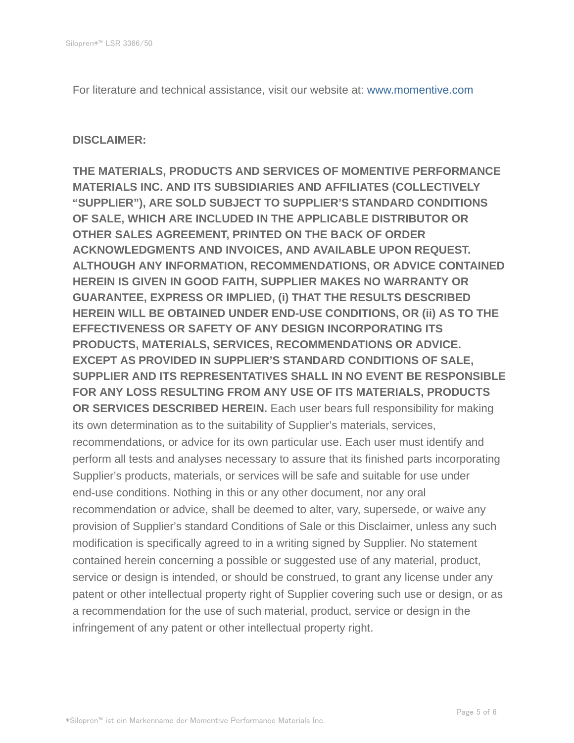For literature and technical assistance, visit our website at: www.momentive.com

**DISCLAIMER:**

**THE MATERIALS, PRODUCTS AND SERVICES OF MOMENTIVE PERFORMANCE MATERIALS INC. AND ITS SUBSIDIARIES AND AFFILIATES (COLLECTIVELY "SUPPLIER"), ARE SOLD SUBJECT TO SUPPLIER'S STANDARD CONDITIONS OF SALE, WHICH ARE INCLUDED IN THE APPLICABLE DISTRIBUTOR OR OTHER SALES AGREEMENT, PRINTED ON THE BACK OF ORDER ACKNOWLEDGMENTS AND INVOICES, AND AVAILABLE UPON REQUEST. ALTHOUGH ANY INFORMATION, RECOMMENDATIONS, OR ADVICE CONTAINED HEREIN IS GIVEN IN GOOD FAITH, SUPPLIER MAKES NO WARRANTY OR GUARANTEE, EXPRESS OR IMPLIED, (i) THAT THE RESULTS DESCRIBED HEREIN WILL BE OBTAINED UNDER END-USE CONDITIONS, OR (ii) AS TO THE EFFECTIVENESS OR SAFETY OF ANY DESIGN INCORPORATING ITS PRODUCTS, MATERIALS, SERVICES, RECOMMENDATIONS OR ADVICE. EXCEPT AS PROVIDED IN SUPPLIER'S STANDARD CONDITIONS OF SALE, SUPPLIER AND ITS REPRESENTATIVES SHALL IN NO EVENT BE RESPONSIBLE FOR ANY LOSS RESULTING FROM ANY USE OF ITS MATERIALS, PRODUCTS OR SERVICES DESCRIBED HEREIN.** Each user bears full responsibility for making its own determination as to the suitability of Supplier's materials, services, recommendations, or advice for its own particular use. Each user must identify and perform all tests and analyses necessary to assure that its finished parts incorporating Supplier's products, materials, or services will be safe and suitable for use under end-use conditions. Nothing in this or any other document, nor any oral recommendation or advice, shall be deemed to alter, vary, supersede, or waive any provision of Supplier's standard Conditions of Sale or this Disclaimer, unless any such modification is specifically agreed to in a writing signed by Supplier. No statement contained herein concerning a possible or suggested use of any material, product, service or design is intended, or should be construed, to grant any license under any patent or other intellectual property right of Supplier covering such use or design, or as a recommendation for the use of such material, product, service or design in the infringement of any patent or other intellectual property right.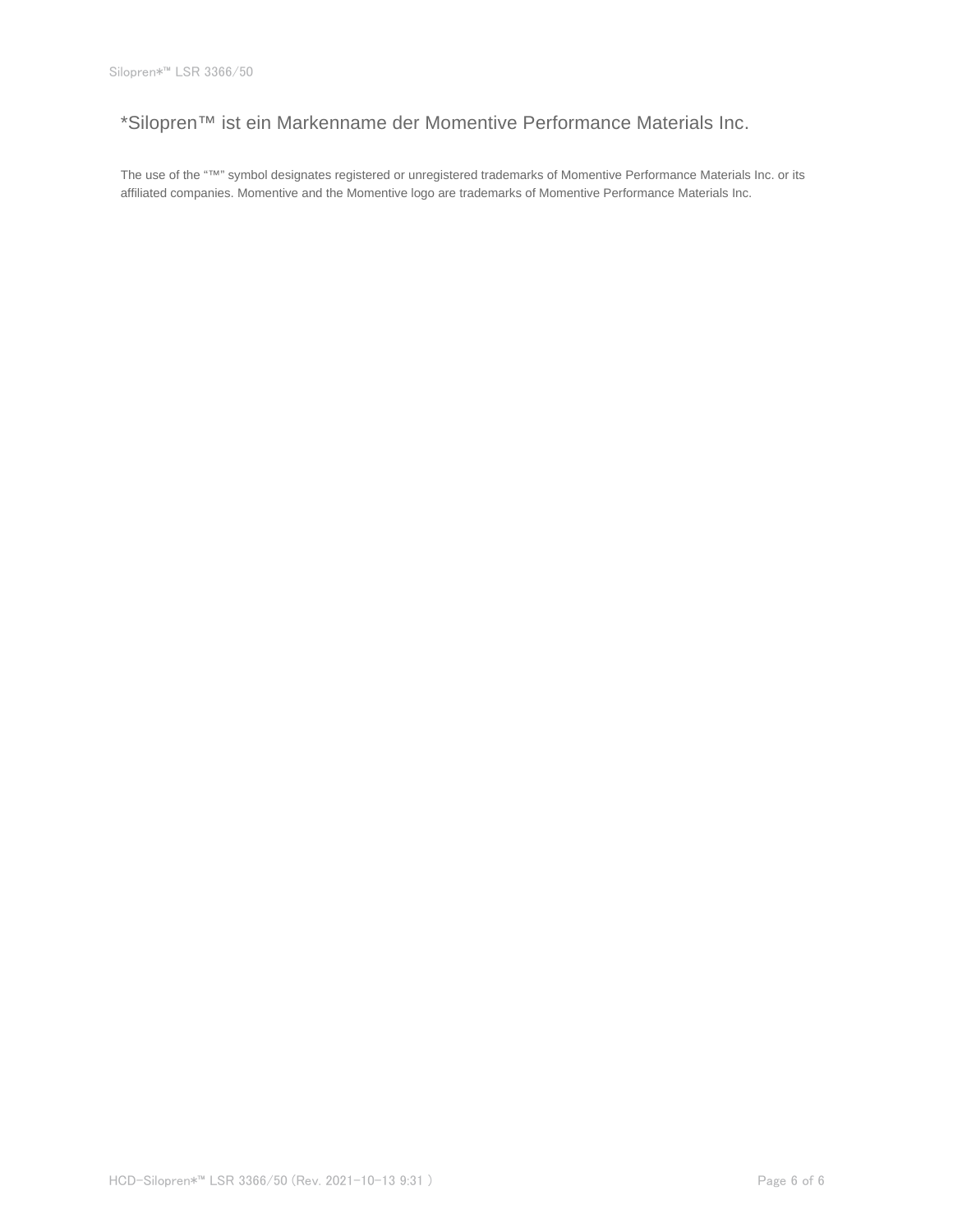*Silopren™ ist ein Markenname der Momentive Performance Materials Inc.

The use of the "™" symbol designates registered or unregistered trademarks of Momentive Performance Materials Inc. or its affiliated companies. Momentive and the Momentive logo are trademarks of Momentive Performance Materials Inc.